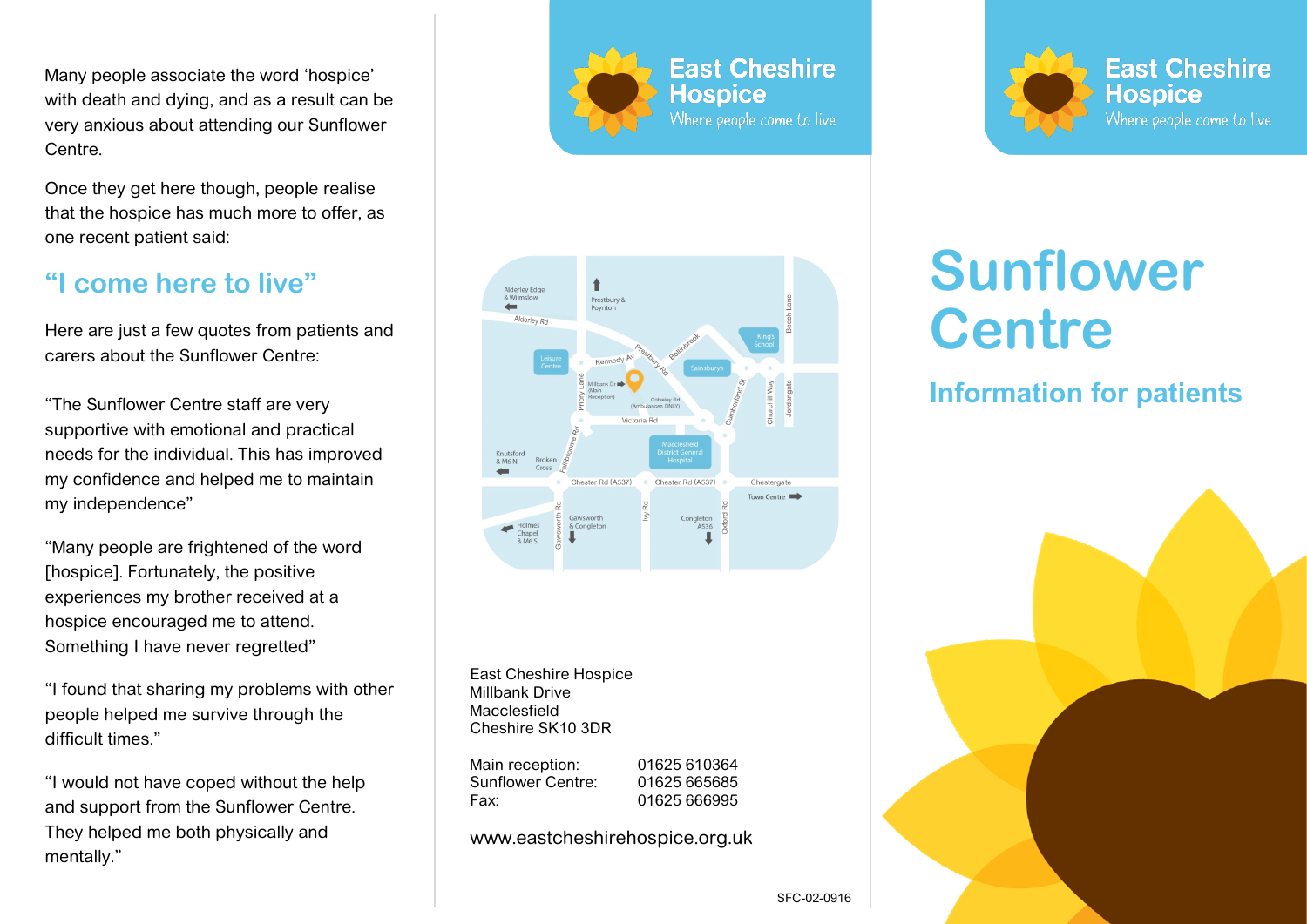Many people associate the word 'hospice' with death and dying, and as a result can be very anxious about attending our Sunflower Centre.

Once they get here though, people realise that the hospice has much more to offer, as one recent patient said:

## "I come here to live"

Here are just a few quotes from patients and carers about the Sunflower Centre:

"The Sunflower Centre staff are very supportive with emotional and practical needs for the individual. This has improved my confidence and helped me to maintain my independence"

"Many people are frightened of the word [hospice]. Fortunately, the positive experiences my brother received at a hospice encouraged me to attend. Something I have never regretted"

"I found that sharing my problems with other people helped me survive through the difficult times."

"I would not have coped without the help and support from the Sunflower Centre. They helped me both physically and mentally."

**East Cheshire Hospice**
Where people come to live

East Cheshire Hospice
Millbank Drive
Macclesfield
Cheshire SK10 3DR

| | |
|---|---|
| Main reception: | 01625 610364 |
| Sunflower Centre: | 01625 665685 |
| Fax: | 01625 666995 |

www.eastcheshirehospice.org.uk

SFC-02-0916

**East Cheshire Hospice**
Where people come to live

# Sunflower Centre

## Information for patients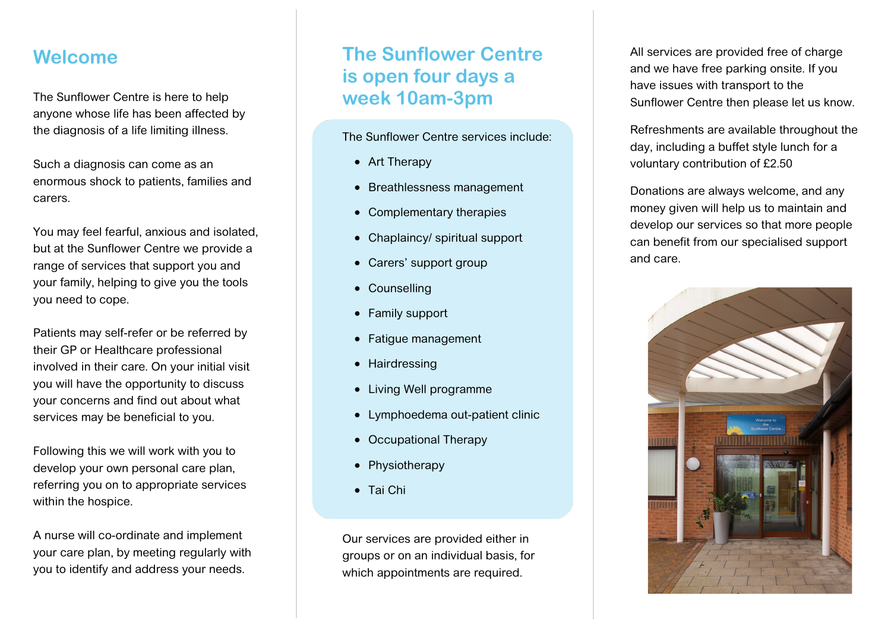## Welcome

The Sunflower Centre is here to help anyone whose life has been affected by the diagnosis of a life limiting illness.

Such a diagnosis can come as an enormous shock to patients, families and carers.

You may feel fearful, anxious and isolated, but at the Sunflower Centre we provide a range of services that support you and your family, helping to give you the tools you need to cope.

Patients may self-refer or be referred by their GP or Healthcare professional involved in their care. On your initial visit you will have the opportunity to discuss your concerns and find out about what services may be beneficial to you.

Following this we will work with you to develop your own personal care plan, referring you on to appropriate services within the hospice.

A nurse will co-ordinate and implement your care plan, by meeting regularly with you to identify and address your needs.

## The Sunflower Centre is open four days a week 10am-3pm

The Sunflower Centre services include:

- Art Therapy
- Breathlessness management
- Complementary therapies
- Chaplaincy/ spiritual support
- Carers' support group
- Counselling
- Family support
- Fatigue management
- Hairdressing
- Living Well programme
- Lymphoedema out-patient clinic
- Occupational Therapy
- Physiotherapy
- Tai Chi

Our services are provided either in groups or on an individual basis, for which appointments are required.

All services are provided free of charge and we have free parking onsite. If you have issues with transport to the Sunflower Centre then please let us know.

Refreshments are available throughout the day, including a buffet style lunch for a voluntary contribution of £2.50

Donations are always welcome, and any money given will help us to maintain and develop our services so that more people can benefit from our specialised support and care.